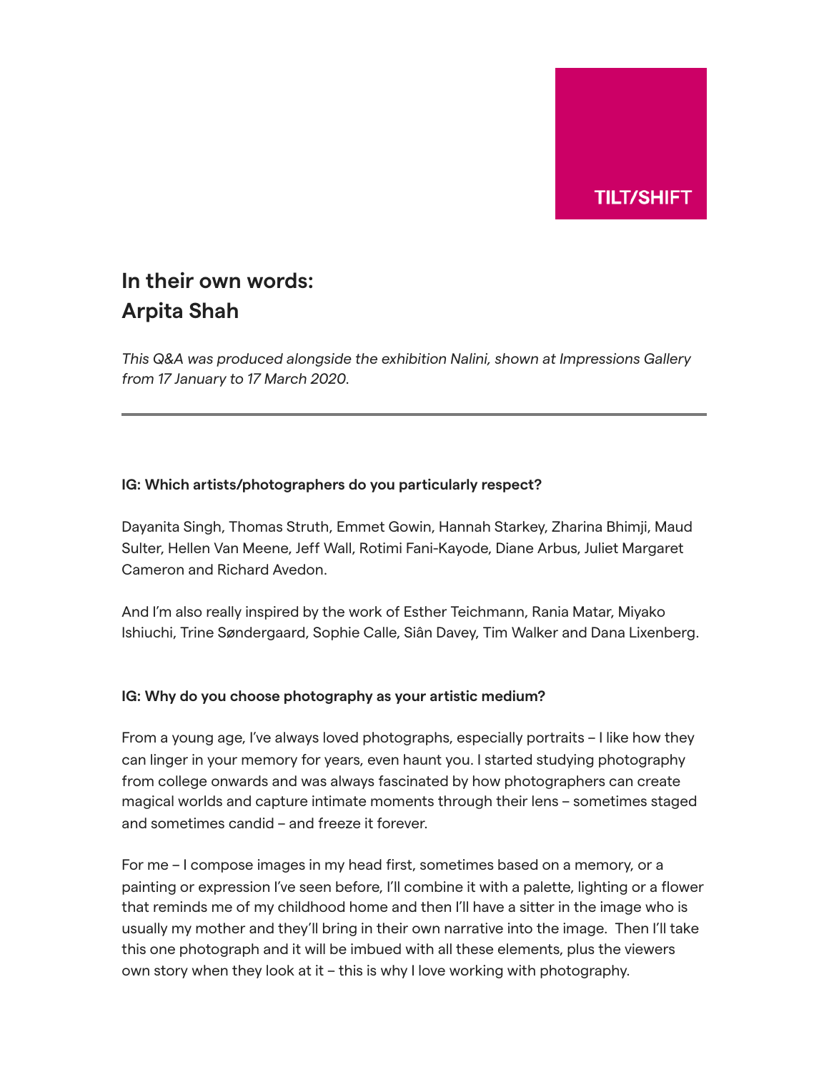TILT/SHIFT

# In their own words: Arpita Shah

*This Q&A was produced alongside the exhibition Nalini, shown at Impressions Gallery from 17 January to 17 March 2020.*

---

**IG: Which artists/photographers do you particularly respect?**

Dayanita Singh, Thomas Struth, Emmet Gowin, Hannah Starkey, Zharina Bhimji, Maud Sulter, Hellen Van Meene, Jeff Wall, Rotimi Fani-Kayode, Diane Arbus, Juliet Margaret Cameron and Richard Avedon.

And I'm also really inspired by the work of Esther Teichmann, Rania Matar, Miyako Ishiuchi, Trine Søndergaard, Sophie Calle, Siân Davey, Tim Walker and Dana Lixenberg.

**IG: Why do you choose photography as your artistic medium?**

From a young age, I've always loved photographs, especially portraits – I like how they can linger in your memory for years, even haunt you. I started studying photography from college onwards and was always fascinated by how photographers can create magical worlds and capture intimate moments through their lens – sometimes staged and sometimes candid – and freeze it forever.

For me – I compose images in my head first, sometimes based on a memory, or a painting or expression I've seen before, I'll combine it with a palette, lighting or a flower that reminds me of my childhood home and then I'll have a sitter in the image who is usually my mother and they'll bring in their own narrative into the image. Then I'll take this one photograph and it will be imbued with all these elements, plus the viewers own story when they look at it – this is why I love working with photography.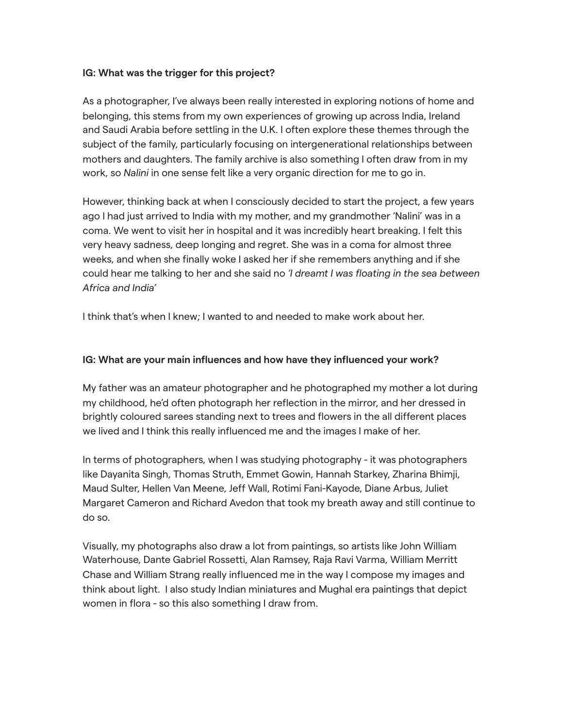**IG: What was the trigger for this project?**

As a photographer, I've always been really interested in exploring notions of home and belonging, this stems from my own experiences of growing up across India, Ireland and Saudi Arabia before settling in the U.K. I often explore these themes through the subject of the family, particularly focusing on intergenerational relationships between mothers and daughters. The family archive is also something I often draw from in my work, so *Nalini* in one sense felt like a very organic direction for me to go in.

However, thinking back at when I consciously decided to start the project, a few years ago I had just arrived to India with my mother, and my grandmother 'Nalini' was in a coma. We went to visit her in hospital and it was incredibly heart breaking. I felt this very heavy sadness, deep longing and regret. She was in a coma for almost three weeks, and when she finally woke I asked her if she remembers anything and if she could hear me talking to her and she said no *'I dreamt I was floating in the sea between Africa and India'*

I think that's when I knew; I wanted to and needed to make work about her.

**IG: What are your main influences and how have they influenced your work?**

My father was an amateur photographer and he photographed my mother a lot during my childhood, he'd often photograph her reflection in the mirror, and her dressed in brightly coloured sarees standing next to trees and flowers in the all different places we lived and I think this really influenced me and the images I make of her.

In terms of photographers, when I was studying photography - it was photographers like Dayanita Singh, Thomas Struth, Emmet Gowin, Hannah Starkey, Zharina Bhimji, Maud Sulter, Hellen Van Meene, Jeff Wall, Rotimi Fani-Kayode, Diane Arbus, Juliet Margaret Cameron and Richard Avedon that took my breath away and still continue to do so.

Visually, my photographs also draw a lot from paintings, so artists like John William Waterhouse, Dante Gabriel Rossetti, Alan Ramsey, Raja Ravi Varma, William Merritt Chase and William Strang really influenced me in the way I compose my images and think about light.  I also study Indian miniatures and Mughal era paintings that depict women in flora - so this also something I draw from.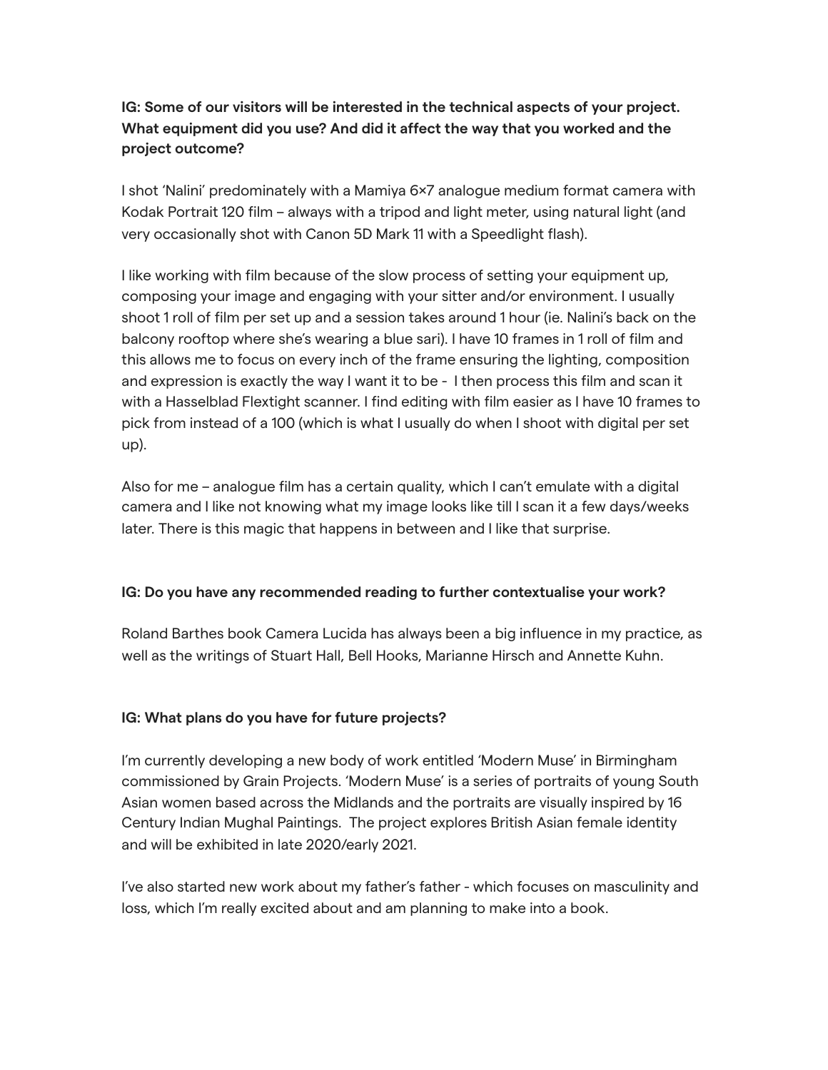**IG: Some of our visitors will be interested in the technical aspects of your project. What equipment did you use? And did it affect the way that you worked and the project outcome?**

I shot 'Nalini' predominately with a Mamiya 6×7 analogue medium format camera with Kodak Portrait 120 film – always with a tripod and light meter, using natural light (and very occasionally shot with Canon 5D Mark 11 with a Speedlight flash).

I like working with film because of the slow process of setting your equipment up, composing your image and engaging with your sitter and/or environment. I usually shoot 1 roll of film per set up and a session takes around 1 hour (ie. Nalini's back on the balcony rooftop where she's wearing a blue sari). I have 10 frames in 1 roll of film and this allows me to focus on every inch of the frame ensuring the lighting, composition and expression is exactly the way I want it to be - I then process this film and scan it with a Hasselblad Flextight scanner. I find editing with film easier as I have 10 frames to pick from instead of a 100 (which is what I usually do when I shoot with digital per set up).

Also for me – analogue film has a certain quality, which I can't emulate with a digital camera and I like not knowing what my image looks like till I scan it a few days/weeks later. There is this magic that happens in between and I like that surprise.

**IG: Do you have any recommended reading to further contextualise your work?**

Roland Barthes book Camera Lucida has always been a big influence in my practice, as well as the writings of Stuart Hall, Bell Hooks, Marianne Hirsch and Annette Kuhn.

**IG: What plans do you have for future projects?**

I'm currently developing a new body of work entitled 'Modern Muse' in Birmingham commissioned by Grain Projects. 'Modern Muse' is a series of portraits of young South Asian women based across the Midlands and the portraits are visually inspired by 16 Century Indian Mughal Paintings. The project explores British Asian female identity and will be exhibited in late 2020/early 2021.

I've also started new work about my father's father - which focuses on masculinity and loss, which I'm really excited about and am planning to make into a book.